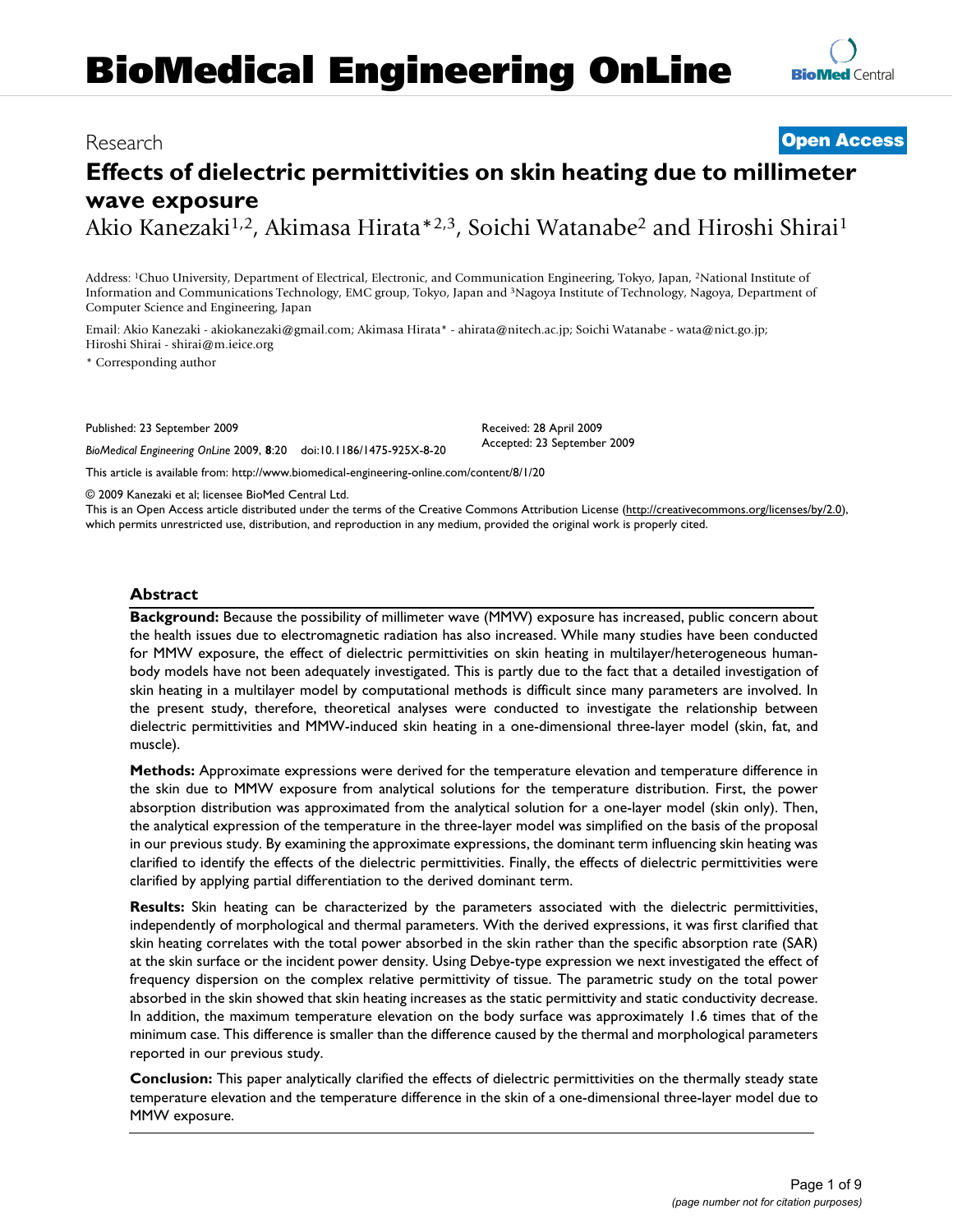# BioMedical Engineering OnLine

Research

**Open Access**

# Effects of dielectric permittivities on skin heating due to millimeter wave exposure

Akio Kanezaki[1,2], Akimasa Hirata*[2,3], Soichi Watanabe[2] and Hiroshi Shirai[1]

Address: [1]Chuo University, Department of Electrical, Electronic, and Communication Engineering, Tokyo, Japan, [2]National Institute of Information and Communications Technology, EMC group, Tokyo, Japan and [3]Nagoya Institute of Technology, Nagoya, Department of Computer Science and Engineering, Japan

Email: Akio Kanezaki - akiokanezaki@gmail.com; Akimasa Hirata* - ahirata@nitech.ac.jp; Soichi Watanabe - wata@nict.go.jp; Hiroshi Shirai - shirai@m.ieice.org

\* Corresponding author

Published: 23 September 2009

*BioMedical Engineering OnLine* 2009, **8**:20 doi:10.1186/1475-925X-8-20

Received: 28 April 2009
Accepted: 23 September 2009

This article is available from: http://www.biomedical-engineering-online.com/content/8/1/20

© 2009 Kanezaki et al; licensee BioMed Central Ltd.

This is an Open Access article distributed under the terms of the Creative Commons Attribution License (http://creativecommons.org/licenses/by/2.0), which permits unrestricted use, distribution, and reproduction in any medium, provided the original work is properly cited.

## Abstract

**Background:** Because the possibility of millimeter wave (MMW) exposure has increased, public concern about the health issues due to electromagnetic radiation has also increased. While many studies have been conducted for MMW exposure, the effect of dielectric permittivities on skin heating in multilayer/heterogeneous human-body models have not been adequately investigated. This is partly due to the fact that a detailed investigation of skin heating in a multilayer model by computational methods is difficult since many parameters are involved. In the present study, therefore, theoretical analyses were conducted to investigate the relationship between dielectric permittivities and MMW-induced skin heating in a one-dimensional three-layer model (skin, fat, and muscle).

**Methods:** Approximate expressions were derived for the temperature elevation and temperature difference in the skin due to MMW exposure from analytical solutions for the temperature distribution. First, the power absorption distribution was approximated from the analytical solution for a one-layer model (skin only). Then, the analytical expression of the temperature in the three-layer model was simplified on the basis of the proposal in our previous study. By examining the approximate expressions, the dominant term influencing skin heating was clarified to identify the effects of the dielectric permittivities. Finally, the effects of dielectric permittivities were clarified by applying partial differentiation to the derived dominant term.

**Results:** Skin heating can be characterized by the parameters associated with the dielectric permittivities, independently of morphological and thermal parameters. With the derived expressions, it was first clarified that skin heating correlates with the total power absorbed in the skin rather than the specific absorption rate (SAR) at the skin surface or the incident power density. Using Debye-type expression we next investigated the effect of frequency dispersion on the complex relative permittivity of tissue. The parametric study on the total power absorbed in the skin showed that skin heating increases as the static permittivity and static conductivity decrease. In addition, the maximum temperature elevation on the body surface was approximately 1.6 times that of the minimum case. This difference is smaller than the difference caused by the thermal and morphological parameters reported in our previous study.

**Conclusion:** This paper analytically clarified the effects of dielectric permittivities on the thermally steady state temperature elevation and the temperature difference in the skin of a one-dimensional three-layer model due to MMW exposure.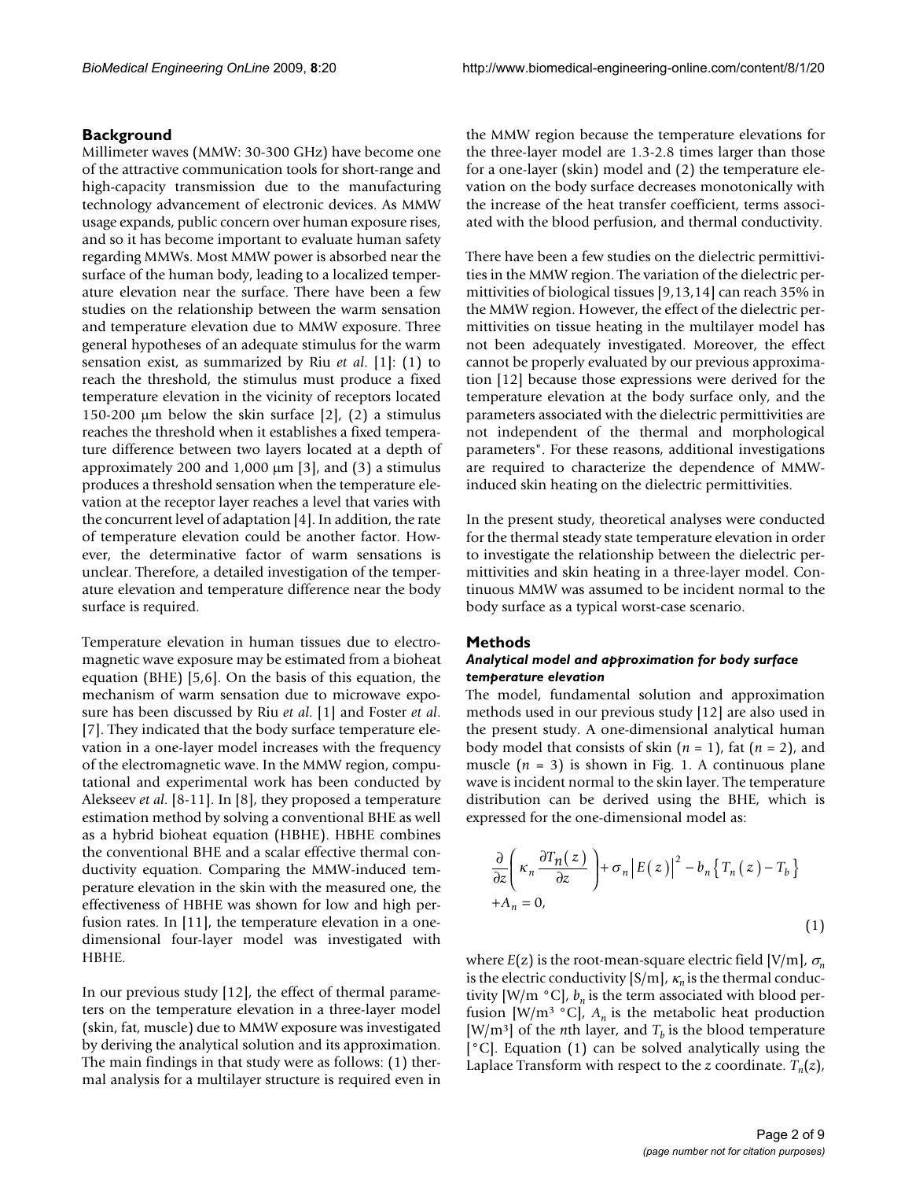## Background

Millimeter waves (MMW: 30-300 GHz) have become one of the attractive communication tools for short-range and high-capacity transmission due to the manufacturing technology advancement of electronic devices. As MMW usage expands, public concern over human exposure rises, and so it has become important to evaluate human safety regarding MMWs. Most MMW power is absorbed near the surface of the human body, leading to a localized temperature elevation near the surface. There have been a few studies on the relationship between the warm sensation and temperature elevation due to MMW exposure. Three general hypotheses of an adequate stimulus for the warm sensation exist, as summarized by Riu *et al*. [1]: (1) to reach the threshold, the stimulus must produce a fixed temperature elevation in the vicinity of receptors located 150-200 μm below the skin surface [2], (2) a stimulus reaches the threshold when it establishes a fixed temperature difference between two layers located at a depth of approximately 200 and 1,000 μm [3], and (3) a stimulus produces a threshold sensation when the temperature elevation at the receptor layer reaches a level that varies with the concurrent level of adaptation [4]. In addition, the rate of temperature elevation could be another factor. However, the determinative factor of warm sensations is unclear. Therefore, a detailed investigation of the temperature elevation and temperature difference near the body surface is required.

Temperature elevation in human tissues due to electromagnetic wave exposure may be estimated from a bioheat equation (BHE) [5,6]. On the basis of this equation, the mechanism of warm sensation due to microwave exposure has been discussed by Riu *et al*. [1] and Foster *et al*. [7]. They indicated that the body surface temperature elevation in a one-layer model increases with the frequency of the electromagnetic wave. In the MMW region, computational and experimental work has been conducted by Alekseev *et al*. [8-11]. In [8], they proposed a temperature estimation method by solving a conventional BHE as well as a hybrid bioheat equation (HBHE). HBHE combines the conventional BHE and a scalar effective thermal conductivity equation. Comparing the MMW-induced temperature elevation in the skin with the measured one, the effectiveness of HBHE was shown for low and high perfusion rates. In [11], the temperature elevation in a one-dimensional four-layer model was investigated with HBHE.

In our previous study [12], the effect of thermal parameters on the temperature elevation in a three-layer model (skin, fat, muscle) due to MMW exposure was investigated by deriving the analytical solution and its approximation. The main findings in that study were as follows: (1) thermal analysis for a multilayer structure is required even in the MMW region because the temperature elevations for the three-layer model are 1.3-2.8 times larger than those for a one-layer (skin) model and (2) the temperature elevation on the body surface decreases monotonically with the increase of the heat transfer coefficient, terms associated with the blood perfusion, and thermal conductivity.

There have been a few studies on the dielectric permittivities in the MMW region. The variation of the dielectric permittivities of biological tissues [9,13,14] can reach 35% in the MMW region. However, the effect of the dielectric permittivities on tissue heating in the multilayer model has not been adequately investigated. Moreover, the effect cannot be properly evaluated by our previous approximation [12] because those expressions were derived for the temperature elevation at the body surface only, and the parameters associated with the dielectric permittivities are not independent of the thermal and morphological parameters". For these reasons, additional investigations are required to characterize the dependence of MMW-induced skin heating on the dielectric permittivities.

In the present study, theoretical analyses were conducted for the thermal steady state temperature elevation in order to investigate the relationship between the dielectric permittivities and skin heating in a three-layer model. Continuous MMW was assumed to be incident normal to the body surface as a typical worst-case scenario.

## Methods

### *Analytical model and approximation for body surface temperature elevation*

The model, fundamental solution and approximation methods used in our previous study [12] are also used in the present study. A one-dimensional analytical human body model that consists of skin ($n = 1$), fat ($n = 2$), and muscle ($n = 3$) is shown in Fig. 1. A continuous plane wave is incident normal to the skin layer. The temperature distribution can be derived using the BHE, which is expressed for the one-dimensional model as:

$$\frac{\partial}{\partial z}\left(\kappa_n \frac{\partial T_n(z)}{\partial z}\right) + \sigma_n \left|E(z)\right|^2 - b_n\left\{T_n(z) - T_b\right\} + A_n = 0, \tag{1}$$

where $E(z)$ is the root-mean-square electric field [V/m], $\sigma_n$ is the electric conductivity [S/m], $\kappa_n$ is the thermal conductivity [W/m °C], $b_n$ is the term associated with blood perfusion [W/m³ °C], $A_n$ is the metabolic heat production [W/m³] of the $n$th layer, and $T_b$ is the blood temperature [°C]. Equation (1) can be solved analytically using the Laplace Transform with respect to the $z$ coordinate. $T_n(z)$,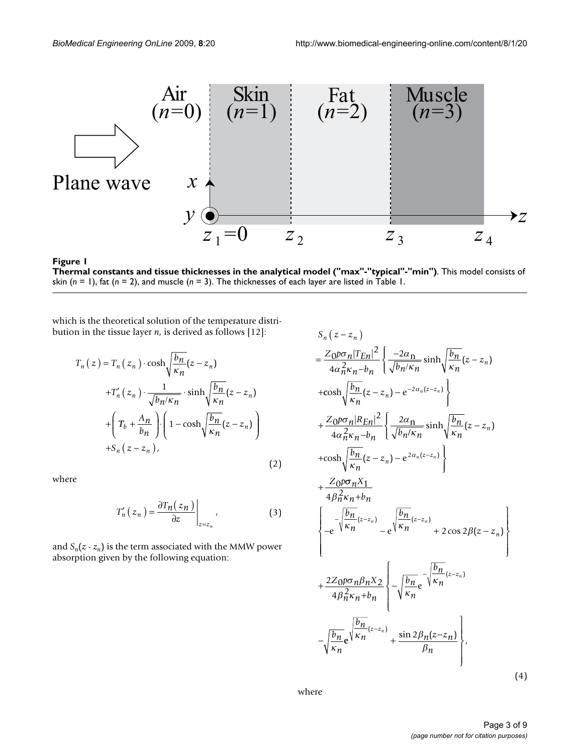**Figure 1**

**Thermal constants and tissue thicknesses in the analytical model ("max"-"typical"-"min")**. This model consists of skin ($n$ = 1), fat ($n$ = 2), and muscle ($n$ = 3). The thicknesses of each layer are listed in Table 1.

which is the theoretical solution of the temperature distribution in the tissue layer $n$, is derived as follows [12]:

$$
\begin{aligned}
T_n(z) &= T_n(z_n) \cdot \cosh\sqrt{\frac{b_n}{\kappa_n}}(z - z_n) \\
&+ T_n'(z_n) \cdot \frac{1}{\sqrt{b_n/\kappa_n}} \cdot \sinh\sqrt{\frac{b_n}{\kappa_n}}(z - z_n) \\
&+ \left(T_b + \frac{A_n}{b_n}\right) \cdot \left(1 - \cosh\sqrt{\frac{b_n}{\kappa_n}}(z - z_n)\right) \\
&+ S_n(z - z_n),
\end{aligned}
\tag{2}
$$

where

$$
T_n'(z_n) = \left.\frac{\partial T_n(z_n)}{\partial z}\right|_{z=z_n}, \tag{3}
$$

and $S_n(z - z_n)$ is the term associated with the MMW power absorption given by the following equation:

$$
\begin{aligned}
S_n(z - z_n)
&= \frac{Z_0 p \sigma_n |T_{En}|^2}{4\alpha_n^2 \kappa_n - b_n} \left\{ \frac{-2\alpha_n}{\sqrt{b_n/\kappa_n}} \sinh\sqrt{\frac{b_n}{\kappa_n}}(z - z_n) \right. \\
&\left. + \cosh\sqrt{\frac{b_n}{\kappa_n}}(z - z_n) - e^{-2\alpha_n(z - z_n)} \right\} \\
&+ \frac{Z_0 p \sigma_n |R_{En}|^2}{4\alpha_n^2 \kappa_n - b_n} \left\{ \frac{2\alpha_n}{\sqrt{b_n/\kappa_n}} \sinh\sqrt{\frac{b_n}{\kappa_n}}(z - z_n) \right. \\
&\left. + \cosh\sqrt{\frac{b_n}{\kappa_n}}(z - z_n) - e^{2\alpha_n(z - z_n)} \right\} \\
&+ \frac{Z_0 p \sigma_n X_1}{4\beta_n^2 \kappa_n + b_n} \left\{ -e^{-\sqrt{\frac{b_n}{\kappa_n}}(z - z_n)} - e^{\sqrt{\frac{b_n}{\kappa_n}}(z - z_n)} + 2\cos 2\beta(z - z_n) \right\} \\
&+ \frac{2 Z_0 p \sigma_n \beta_n X_2}{4\beta_n^2 \kappa_n + b_n} \left\{ -\sqrt{\frac{b_n}{\kappa_n}} e^{-\sqrt{\frac{b_n}{\kappa_n}}(z - z_n)} \right. \\
&\left. - \sqrt{\frac{b_n}{\kappa_n}} e^{\sqrt{\frac{b_n}{\kappa_n}}(z - z_n)} + \frac{\sin 2\beta_n(z - z_n)}{\beta_n} \right\},
\end{aligned}
\tag{4}
$$

where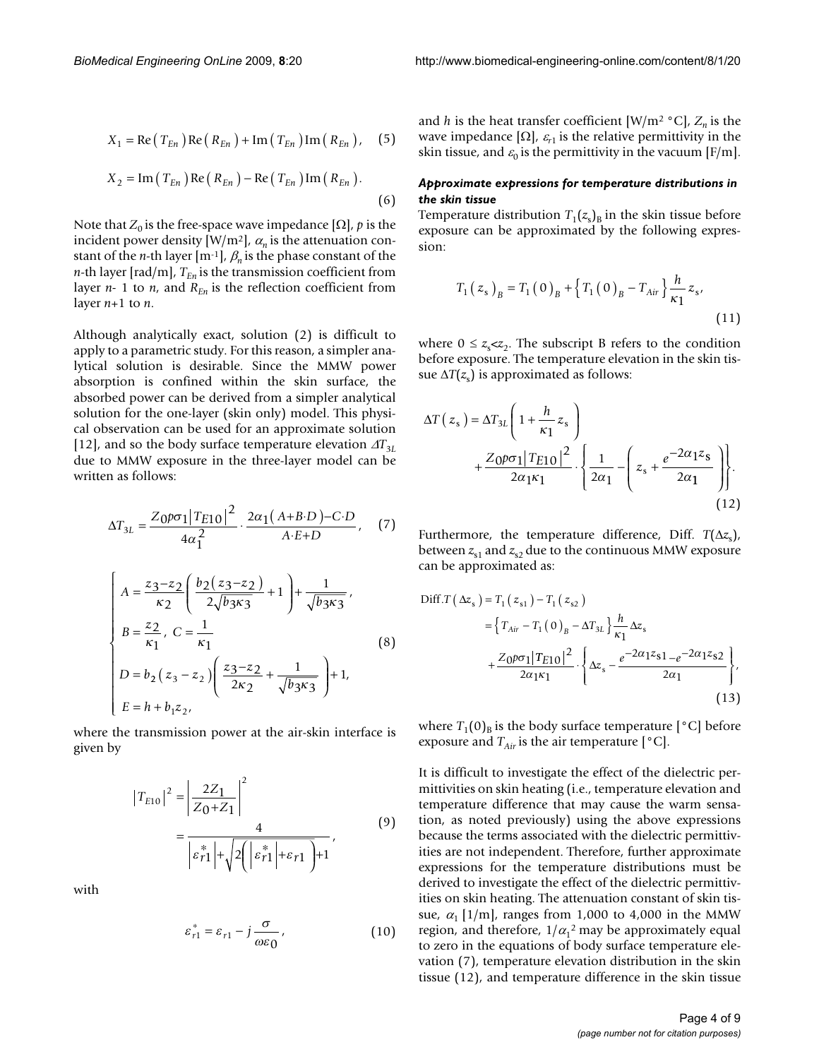$$X_1 = \mathrm{Re}\left(T_{En}\right)\mathrm{Re}\left(R_{En}\right) + \mathrm{Im}\left(T_{En}\right)\mathrm{Im}\left(R_{En}\right), \quad (5)$$

$$X_2 = \mathrm{Im}\left(T_{En}\right)\mathrm{Re}\left(R_{En}\right) - \mathrm{Re}\left(T_{En}\right)\mathrm{Im}\left(R_{En}\right). \quad (6)$$

Note that $Z_0$ is the free-space wave impedance [Ω], $p$ is the incident power density [W/m$^2$], $\alpha_n$ is the attenuation constant of the $n$-th layer [m$^{-1}$], $\beta_n$ is the phase constant of the $n$-th layer [rad/m], $T_{En}$ is the transmission coefficient from layer $n$- 1 to $n$, and $R_{En}$ is the reflection coefficient from layer $n$+1 to $n$.

Although analytically exact, solution (2) is difficult to apply to a parametric study. For this reason, a simpler analytical solution is desirable. Since the MMW power absorption is confined within the skin surface, the absorbed power can be derived from a simpler analytical solution for the one-layer (skin only) model. This physical observation can be used for an approximate solution [12], and so the body surface temperature elevation $\Delta T_{3L}$ due to MMW exposure in the three-layer model can be written as follows:

$$\Delta T_{3L} = \frac{Z_0 p \sigma_1 \left|T_{E10}\right|^2}{4\alpha_1^2} \cdot \frac{2\alpha_1\left(A+B\cdot D\right)-C\cdot D}{A\cdot E+D}, \quad (7)$$

$$\begin{cases} A = \dfrac{z_3-z_2}{\kappa_2}\left(\dfrac{b_2\left(z_3-z_2\right)}{2\sqrt{b_3\kappa_3}}+1\right)+\dfrac{1}{\sqrt{b_3\kappa_3}}, \\ B = \dfrac{z_2}{\kappa_1},\ C = \dfrac{1}{\kappa_1} \\ D = b_2\left(z_3-z_2\right)\left(\dfrac{z_3-z_2}{2\kappa_2}+\dfrac{1}{\sqrt{b_3\kappa_3}}\right)+1, \\ E = h + b_1 z_2, \end{cases} \quad (8)$$

where the transmission power at the air-skin interface is given by

$$\left|T_{E10}\right|^2 = \left|\frac{2Z_1}{Z_0+Z_1}\right|^2 = \frac{4}{\left|\varepsilon_{r1}^*\right| + \sqrt{2\left(\left|\varepsilon_{r1}^*\right|+\varepsilon_{r1}\right)}+1}, \quad (9)$$

with

$$\varepsilon_{r1}^* = \varepsilon_{r1} - j\frac{\sigma}{\omega\varepsilon_0}, \quad (10)$$

and $h$ is the heat transfer coefficient [W/m$^2$ °C], $Z_n$ is the wave impedance [Ω], $\varepsilon_{r1}$ is the relative permittivity in the skin tissue, and $\varepsilon_0$ is the permittivity in the vacuum [F/m].

### *Approximate expressions for temperature distributions in the skin tissue*

Temperature distribution $T_1(z_s)_B$ in the skin tissue before exposure can be approximated by the following expression:

$$T_1\left(z_s\right)_B = T_1\left(0\right)_B + \left\{T_1\left(0\right)_B - T_{Air}\right\}\frac{h}{\kappa_1}z_s, \quad (11)$$

where $0 \leq z_s < z_2$. The subscript B refers to the condition before exposure. The temperature elevation in the skin tissue $\Delta T(z_s)$ is approximated as follows:

$$\Delta T\left(z_s\right) = \Delta T_{3L}\left(1+\frac{h}{\kappa_1}z_s\right) + \frac{Z_0 p\sigma_1\left|T_{E10}\right|^2}{2\alpha_1\kappa_1}\cdot\left\{\frac{1}{2\alpha_1}-\left(z_s+\frac{e^{-2\alpha_1 z_s}}{2\alpha_1}\right)\right\}. \quad (12)$$

Furthermore, the temperature difference, Diff. $T(\Delta z_s)$, between $z_{s1}$ and $z_{s2}$ due to the continuous MMW exposure can be approximated as:

$$\begin{aligned} \mathrm{Diff.}T\left(\Delta z_s\right) &= T_1\left(z_{s1}\right) - T_1\left(z_{s2}\right) \\ &= \left\{T_{Air} - T_1\left(0\right)_B - \Delta T_{3L}\right\}\frac{h}{\kappa_1}\Delta z_s \\ &\quad + \frac{Z_0 p\sigma_1\left|T_{E10}\right|^2}{2\alpha_1\kappa_1}\cdot\left\{\Delta z_s - \frac{e^{-2\alpha_1 z_{s1}} - e^{-2\alpha_1 z_{s2}}}{2\alpha_1}\right\}, \end{aligned} \quad (13)$$

where $T_1(0)_B$ is the body surface temperature [°C] before exposure and $T_{Air}$ is the air temperature [°C].

It is difficult to investigate the effect of the dielectric permittivities on skin heating (i.e., temperature elevation and temperature difference that may cause the warm sensation, as noted previously) using the above expressions because the terms associated with the dielectric permittivities are not independent. Therefore, further approximate expressions for the temperature distributions must be derived to investigate the effect of the dielectric permittivities on skin heating. The attenuation constant of skin tissue, $\alpha_1$ [1/m], ranges from 1,000 to 4,000 in the MMW region, and therefore, $1/\alpha_1^2$ may be approximately equal to zero in the equations of body surface temperature elevation (7), temperature elevation distribution in the skin tissue (12), and temperature difference in the skin tissue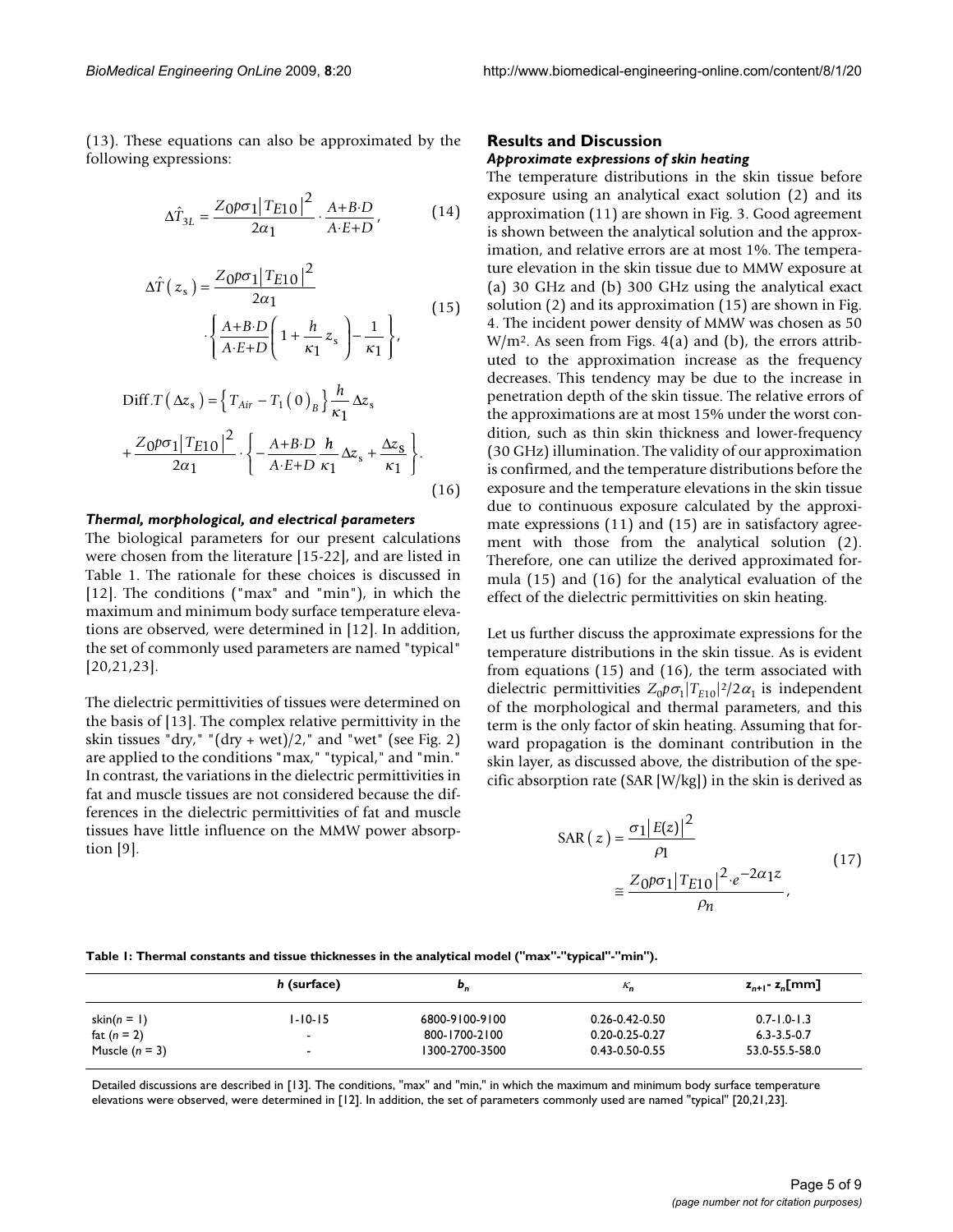(13). These equations can also be approximated by the following expressions:

$$\Delta\hat{T}_{3L} = \frac{Z_0 p\sigma_1 |T_{E10}|^2}{2\alpha_1} \cdot \frac{A+B\cdot D}{A\cdot E+D}, \tag{14}$$

$$\Delta\hat{T}(z_s) = \frac{Z_0 p\sigma_1 |T_{E10}|^2}{2\alpha_1} \cdot \left\{ \frac{A+B\cdot D}{A\cdot E+D}\left(1+\frac{h}{\kappa_1}z_s\right) - \frac{1}{\kappa_1} \right\}, \tag{15}$$

$$\text{Diff}.T(\Delta z_s) = \left\{ T_{Air} - T_1(0)_B \right\} \frac{h}{\kappa_1}\Delta z_s + \frac{Z_0 p\sigma_1 |T_{E10}|^2}{2\alpha_1} \cdot \left\{ -\frac{A+B\cdot D}{A\cdot E+D}\frac{h}{\kappa_1}\Delta z_s + \frac{\Delta z_s}{\kappa_1} \right\}. \tag{16}$$

#### *Thermal, morphological, and electrical parameters*

The biological parameters for our present calculations were chosen from the literature [15-22], and are listed in Table 1. The rationale for these choices is discussed in [12]. The conditions ("max" and "min"), in which the maximum and minimum body surface temperature elevations are observed, were determined in [12]. In addition, the set of commonly used parameters are named "typical" [20,21,23].

The dielectric permittivities of tissues were determined on the basis of [13]. The complex relative permittivity in the skin tissues "dry," "(dry + wet)/2," and "wet" (see Fig. 2) are applied to the conditions "max," "typical," and "min." In contrast, the variations in the dielectric permittivities in fat and muscle tissues are not considered because the differences in the dielectric permittivities of fat and muscle tissues have little influence on the MMW power absorption [9].

## Results and Discussion

#### *Approximate expressions of skin heating*

The temperature distributions in the skin tissue before exposure using an analytical exact solution (2) and its approximation (11) are shown in Fig. 3. Good agreement is shown between the analytical solution and the approximation, and relative errors are at most 1%. The temperature elevation in the skin tissue due to MMW exposure at (a) 30 GHz and (b) 300 GHz using the analytical exact solution (2) and its approximation (15) are shown in Fig. 4. The incident power density of MMW was chosen as 50 $W/m^2$. As seen from Figs. 4(a) and (b), the errors attributed to the approximation increase as the frequency decreases. This tendency may be due to the increase in penetration depth of the skin tissue. The relative errors of the approximations are at most 15% under the worst condition, such as thin skin thickness and lower-frequency (30 GHz) illumination. The validity of our approximation is confirmed, and the temperature distributions before the exposure and the temperature elevations in the skin tissue due to continuous exposure calculated by the approximate expressions (11) and (15) are in satisfactory agreement with those from the analytical solution (2). Therefore, one can utilize the derived approximated formula (15) and (16) for the analytical evaluation of the effect of the dielectric permittivities on skin heating.

Let us further discuss the approximate expressions for the temperature distributions in the skin tissue. As is evident from equations (15) and (16), the term associated with dielectric permittivities $Z_0 p\sigma_1|T_{E10}|^2/2\alpha_1$ is independent of the morphological and thermal parameters, and this term is the only factor of skin heating. Assuming that forward propagation is the dominant contribution in the skin layer, as discussed above, the distribution of the specific absorption rate (SAR [W/kg]) in the skin is derived as

$$\text{SAR}(z) = \frac{\sigma_1 |E(z)|^2}{\rho_1} \cong \frac{Z_0 p\sigma_1 |T_{E10}|^2 \cdot e^{-2\alpha_1 z}}{\rho_n}, \tag{17}$$

**Table 1: Thermal constants and tissue thicknesses in the analytical model ("max"-"typical"-"min").**

| | *h* (surface) | $b_n$ | $\kappa_n$ | $z_{n+1}$ - $z_n$[mm] |
|---|---|---|---|---|
| skin($n$ = 1) | 1-10-15 | 6800-9100-9100 | 0.26-0.42-0.50 | 0.7-1.0-1.3 |
| fat ($n$ = 2) | - | 800-1700-2100 | 0.20-0.25-0.27 | 6.3-3.5-0.7 |
| Muscle ($n$ = 3) | - | 1300-2700-3500 | 0.43-0.50-0.55 | 53.0-55.5-58.0 |

Detailed discussions are described in [13]. The conditions, "max" and "min," in which the maximum and minimum body surface temperature elevations were observed, were determined in [12]. In addition, the set of parameters commonly used are named "typical" [20,21,23].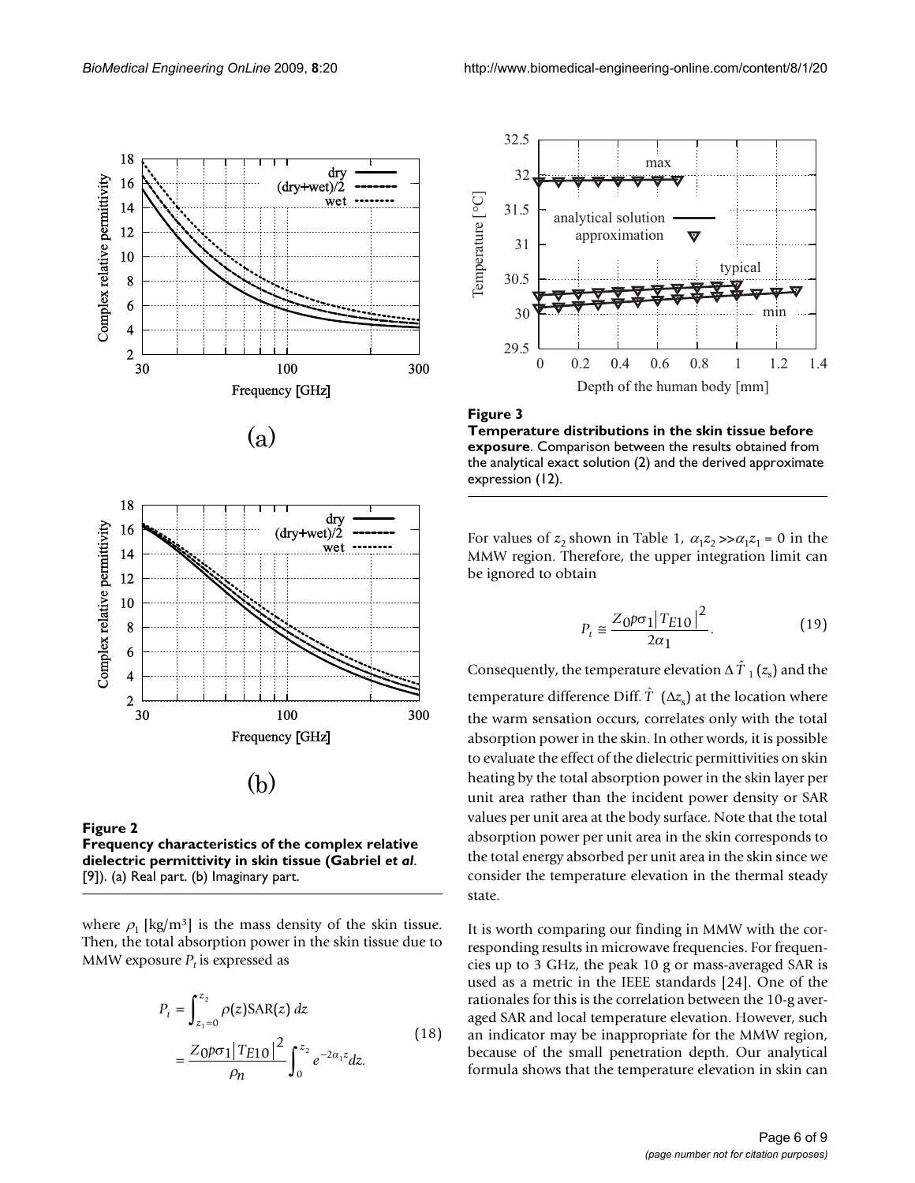**Figure 2**
**Frequency characteristics of the complex relative dielectric permittivity in skin tissue (Gabriel *et al*. [9])**. (a) Real part. (b) Imaginary part.

where $\rho_1$ [kg/m³] is the mass density of the skin tissue. Then, the total absorption power in the skin tissue due to MMW exposure $P_t$ is expressed as

$$
\begin{aligned}
P_t &= \int_{z_1=0}^{z_2} \rho(z)\mathrm{SAR}(z)\, dz \\
&= \frac{Z_0 p \sigma_1 |T_{E10}|^2}{\rho_n} \int_0^{z_2} e^{-2\alpha_1 z} dz.
\end{aligned}
\tag{18}
$$

**Figure 3**
**Temperature distributions in the skin tissue before exposure**. Comparison between the results obtained from the analytical exact solution (2) and the derived approximate expression (12).

For values of $z_2$ shown in Table 1, $\alpha_1 z_2 >> \alpha_1 z_1 = 0$ in the MMW region. Therefore, the upper integration limit can be ignored to obtain

$$
P_t \cong \frac{Z_0 p \sigma_1 |T_{E10}|^2}{2\alpha_1}. \tag{19}
$$

Consequently, the temperature elevation $\Delta \hat{T}_1(z_s)$ and the temperature difference Diff. $\hat{T}$ $(\Delta z_s)$ at the location where the warm sensation occurs, correlates only with the total absorption power in the skin. In other words, it is possible to evaluate the effect of the dielectric permittivities on skin heating by the total absorption power in the skin layer per unit area rather than the incident power density or SAR values per unit area at the body surface. Note that the total absorption power per unit area in the skin corresponds to the total energy absorbed per unit area in the skin since we consider the temperature elevation in the thermal steady state.

It is worth comparing our finding in MMW with the corresponding results in microwave frequencies. For frequencies up to 3 GHz, the peak 10 g or mass-averaged SAR is used as a metric in the IEEE standards [24]. One of the rationales for this is the correlation between the 10-g averaged SAR and local temperature elevation. However, such an indicator may be inappropriate for the MMW region, because of the small penetration depth. Our analytical formula shows that the temperature elevation in skin can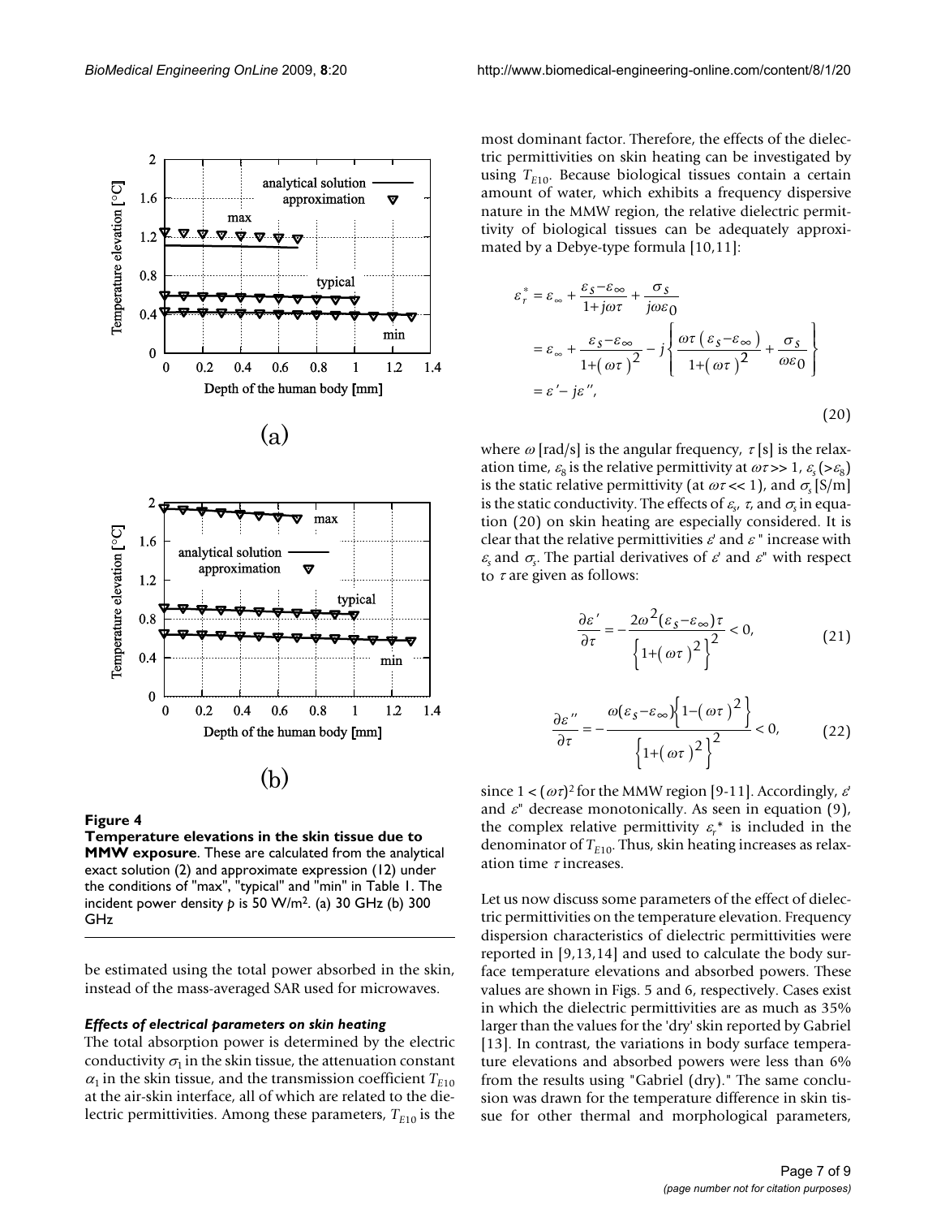**Figure 4**

**Temperature elevations in the skin tissue due to MMW exposure**. These are calculated from the analytical exact solution (2) and approximate expression (12) under the conditions of "max", "typical" and "min" in Table 1. The incident power density $p$ is 50 W/m$^2$. (a) 30 GHz (b) 300 GHz

be estimated using the total power absorbed in the skin, instead of the mass-averaged SAR used for microwaves.

### *Effects of electrical parameters on skin heating*

The total absorption power is determined by the electric conductivity $\sigma_1$ in the skin tissue, the attenuation constant $\alpha_1$ in the skin tissue, and the transmission coefficient $T_{E10}$ at the air-skin interface, all of which are related to the dielectric permittivities. Among these parameters, $T_{E10}$ is the most dominant factor. Therefore, the effects of the dielectric permittivities on skin heating can be investigated by using $T_{E10}$. Because biological tissues contain a certain amount of water, which exhibits a frequency dispersive nature in the MMW region, the relative dielectric permittivity of biological tissues can be adequately approximated by a Debye-type formula [10,11]:

$$
\begin{aligned}
\varepsilon_r^* &= \varepsilon_\infty + \frac{\varepsilon_S - \varepsilon_\infty}{1 + j\omega\tau} + \frac{\sigma_S}{j\omega\varepsilon_0} \\
&= \varepsilon_\infty + \frac{\varepsilon_S - \varepsilon_\infty}{1 + (\omega\tau)^2} - j\left\{ \frac{\omega\tau(\varepsilon_S - \varepsilon_\infty)}{1 + (\omega\tau)^2} + \frac{\sigma_S}{\omega\varepsilon_0} \right\} \\
&= \varepsilon' - j\varepsilon'',
\end{aligned}
\tag{20}
$$

where $\omega$ [rad/s] is the angular frequency, $\tau$ [s] is the relaxation time, $\varepsilon_8$ is the relative permittivity at $\omega\tau >> 1$, $\varepsilon_s$ ($>\varepsilon_8$) is the static relative permittivity (at $\omega\tau << 1$), and $\sigma_s$ [S/m] is the static conductivity. The effects of $\varepsilon_s$, $\tau$, and $\sigma_s$ in equation (20) on skin heating are especially considered. It is clear that the relative permittivities $\varepsilon'$ and $\varepsilon''$ increase with $\varepsilon_s$ and $\sigma_s$. The partial derivatives of $\varepsilon'$ and $\varepsilon''$ with respect to $\tau$ are given as follows:

$$
\frac{\partial \varepsilon'}{\partial \tau} = -\frac{2\omega^2(\varepsilon_S - \varepsilon_\infty)\tau}{\left\{1 + (\omega\tau)^2\right\}^2} < 0,
\tag{21}
$$

$$
\frac{\partial \varepsilon''}{\partial \tau} = -\frac{\omega(\varepsilon_S - \varepsilon_\infty)\left\{1 - (\omega\tau)^2\right\}}{\left\{1 + (\omega\tau)^2\right\}^2} < 0,
\tag{22}
$$

since $1 < (\omega\tau)^2$ for the MMW region [9-11]. Accordingly, $\varepsilon'$ and $\varepsilon''$ decrease monotonically. As seen in equation (9), the complex relative permittivity $\varepsilon_r^*$ is included in the denominator of $T_{E10}$. Thus, skin heating increases as relaxation time $\tau$ increases.

Let us now discuss some parameters of the effect of dielectric permittivities on the temperature elevation. Frequency dispersion characteristics of dielectric permittivities were reported in [9,13,14] and used to calculate the body surface temperature elevations and absorbed powers. These values are shown in Figs. 5 and 6, respectively. Cases exist in which the dielectric permittivities are as much as 35% larger than the values for the 'dry' skin reported by Gabriel [13]. In contrast, the variations in body surface temperature elevations and absorbed powers were less than 6% from the results using "Gabriel (dry)." The same conclusion was drawn for the temperature difference in skin tissue for other thermal and morphological parameters,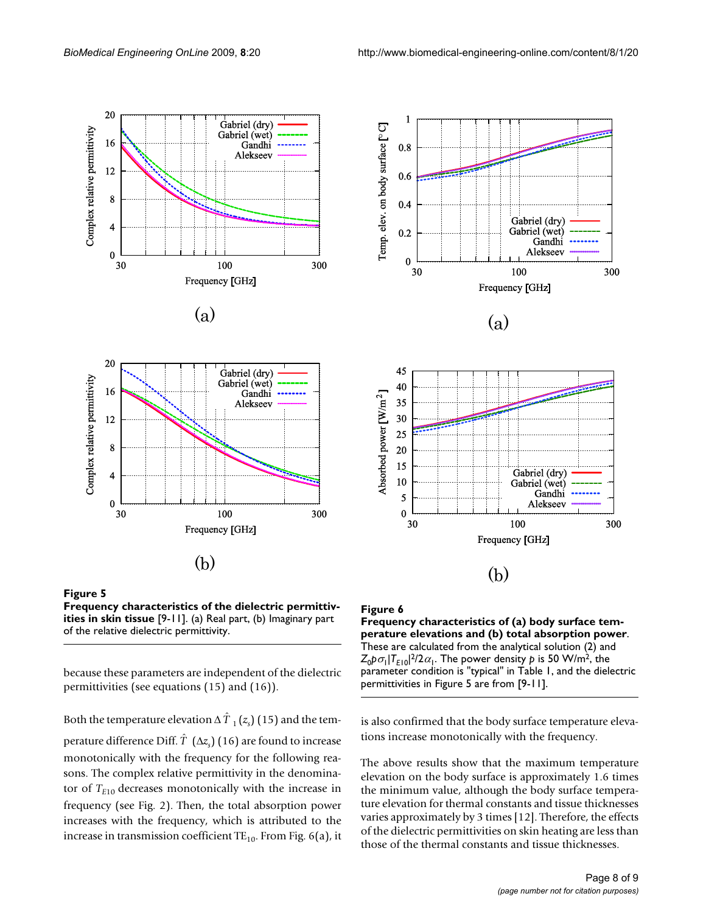**Figure 5**

**Frequency characteristics of the dielectric permittivities in skin tissue** [9-11]. (a) Real part, (b) Imaginary part of the relative dielectric permittivity.

because these parameters are independent of the dielectric permittivities (see equations (15) and (16)).

Both the temperature elevation $\Delta \hat{T}_1(z_s)$ (15) and the temperature difference Diff. $\hat{T}$ $(\Delta z_s)$ (16) are found to increase monotonically with the frequency for the following reasons. The complex relative permittivity in the denominator of $T_{E10}$ decreases monotonically with the increase in frequency (see Fig. 2). Then, the total absorption power increases with the frequency, which is attributed to the increase in transmission coefficient $TE_{10}$. From Fig. 6(a), it is also confirmed that the body surface temperature elevations increase monotonically with the frequency.

**Figure 6**

**Frequency characteristics of (a) body surface temperature elevations and (b) total absorption power**. These are calculated from the analytical solution (2) and $Z_0 p \sigma_1 |T_{E10}|^2 / 2\alpha_1$. The power density $p$ is 50 W/m$^2$, the parameter condition is "typical" in Table 1, and the dielectric permittivities in Figure 5 are from [9-11].

The above results show that the maximum temperature elevation on the body surface is approximately 1.6 times the minimum value, although the body surface temperature elevation for thermal constants and tissue thicknesses varies approximately by 3 times [12]. Therefore, the effects of the dielectric permittivities on skin heating are less than those of the thermal constants and tissue thicknesses.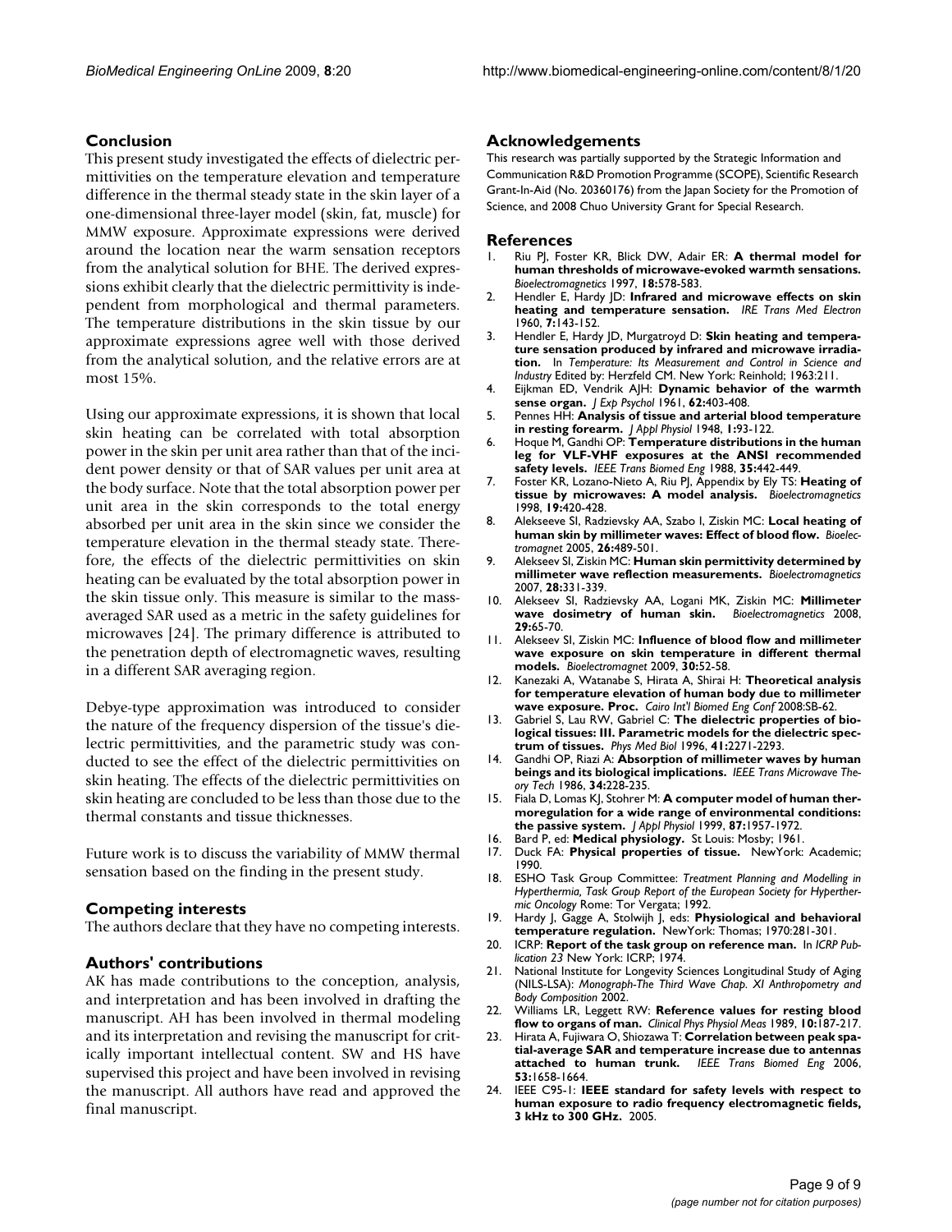## Conclusion

This present study investigated the effects of dielectric permittivities on the temperature elevation and temperature difference in the thermal steady state in the skin layer of a one-dimensional three-layer model (skin, fat, muscle) for MMW exposure. Approximate expressions were derived around the location near the warm sensation receptors from the analytical solution for BHE. The derived expressions exhibit clearly that the dielectric permittivity is independent from morphological and thermal parameters. The temperature distributions in the skin tissue by our approximate expressions agree well with those derived from the analytical solution, and the relative errors are at most 15%.

Using our approximate expressions, it is shown that local skin heating can be correlated with total absorption power in the skin per unit area rather than that of the incident power density or that of SAR values per unit area at the body surface. Note that the total absorption power per unit area in the skin corresponds to the total energy absorbed per unit area in the skin since we consider the temperature elevation in the thermal steady state. Therefore, the effects of the dielectric permittivities on skin heating can be evaluated by the total absorption power in the skin tissue only. This measure is similar to the mass-averaged SAR used as a metric in the safety guidelines for microwaves [24]. The primary difference is attributed to the penetration depth of electromagnetic waves, resulting in a different SAR averaging region.

Debye-type approximation was introduced to consider the nature of the frequency dispersion of the tissue's dielectric permittivities, and the parametric study was conducted to see the effect of the dielectric permittivities on skin heating. The effects of the dielectric permittivities on skin heating are concluded to be less than those due to the thermal constants and tissue thicknesses.

Future work is to discuss the variability of MMW thermal sensation based on the finding in the present study.

## Competing interests

The authors declare that they have no competing interests.

## Authors' contributions

AK has made contributions to the conception, analysis, and interpretation and has been involved in drafting the manuscript. AH has been involved in thermal modeling and its interpretation and revising the manuscript for critically important intellectual content. SW and HS have supervised this project and have been involved in revising the manuscript. All authors have read and approved the final manuscript.

## Acknowledgements

This research was partially supported by the Strategic Information and Communication R&D Promotion Programme (SCOPE), Scientific Research Grant-In-Aid (No. 20360176) from the Japan Society for the Promotion of Science, and 2008 Chuo University Grant for Special Research.

## References

1. Riu PJ, Foster KR, Blick DW, Adair ER: **A thermal model for human thresholds of microwave-evoked warmth sensations.** *Bioelectromagnetics* 1997, **18:**578-583.
2. Hendler E, Hardy JD: **Infrared and microwave effects on skin heating and temperature sensation.** *IRE Trans Med Electron* 1960, **7:**143-152.
3. Hendler E, Hardy JD, Murgatroyd D: **Skin heating and temperature sensation produced by infrared and microwave irradiation.** In *Temperature: Its Measurement and Control in Science and Industry* Edited by: Herzfeld CM. New York: Reinhold; 1963:211.
4. Eijkman ED, Vendrik AJH: **Dynamic behavior of the warmth sense organ.** *J Exp Psychol* 1961, **62:**403-408.
5. Pennes HH: **Analysis of tissue and arterial blood temperature in resting forearm.** *J Appl Physiol* 1948, **1:**93-122.
6. Hoque M, Gandhi OP: **Temperature distributions in the human leg for VLF-VHF exposures at the ANSI recommended safety levels.** *IEEE Trans Biomed Eng* 1988, **35:**442-449.
7. Foster KR, Lozano-Nieto A, Riu PJ, Appendix by Ely TS: **Heating of tissue by microwaves: A model analysis.** *Bioelectromagnetics* 1998, **19:**420-428.
8. Alekseeve SI, Radzievsky AA, Szabo I, Ziskin MC: **Local heating of human skin by millimeter waves: Effect of blood flow.** *Bioelectromagnet* 2005, **26:**489-501.
9. Alekseev SI, Ziskin MC: **Human skin permittivity determined by millimeter wave reflection measurements.** *Bioelectromagnetics* 2007, **28:**331-339.
10. Alekseev SI, Radzievsky AA, Logani MK, Ziskin MC: **Millimeter wave dosimetry of human skin.** *Bioelectromagnetics* 2008, **29:**65-70.
11. Alekseev SI, Ziskin MC: **Influence of blood flow and millimeter wave exposure on skin temperature in different thermal models.** *Bioelectromagnet* 2009, **30:**52-58.
12. Kanezaki A, Watanabe S, Hirata A, Shirai H: **Theoretical analysis for temperature elevation of human body due to millimeter wave exposure. Proc.** *Cairo Int'l Biomed Eng Conf* 2008:SB-62.
13. Gabriel S, Lau RW, Gabriel C: **The dielectric properties of biological tissues: III. Parametric models for the dielectric spectrum of tissues.** *Phys Med Biol* 1996, **41:**2271-2293.
14. Gandhi OP, Riazi A: **Absorption of millimeter waves by human beings and its biological implications.** *IEEE Trans Microwave Theory Tech* 1986, **34:**228-235.
15. Fiala D, Lomas KJ, Stohrer M: **A computer model of human thermoregulation for a wide range of environmental conditions: the passive system.** *J Appl Physiol* 1999, **87:**1957-1972.
16. Bard P, ed: **Medical physiology.** St Louis: Mosby; 1961.
17. Duck FA: **Physical properties of tissue.** NewYork: Academic; 1990.
18. ESHO Task Group Committee: *Treatment Planning and Modelling in Hyperthermia, Task Group Report of the European Society for Hyperthermic Oncology* Rome: Tor Vergata; 1992.
19. Hardy J, Gagge A, Stolwijh J, eds: **Physiological and behavioral temperature regulation.** NewYork: Thomas; 1970:281-301.
20. ICRP: **Report of the task group on reference man.** In *ICRP Publication 23* New York: ICRP; 1974.
21. National Institute for Longevity Sciences Longitudinal Study of Aging (NILS-LSA): *Monograph-The Third Wave Chap. XI Anthropometry and Body Composition* 2002.
22. Williams LR, Leggett RW: **Reference values for resting blood flow to organs of man.** *Clinical Phys Physiol Meas* 1989, **10:**187-217.
23. Hirata A, Fujiwara O, Shiozawa T: **Correlation between peak spatial-average SAR and temperature increase due to antennas attached to human trunk.** *IEEE Trans Biomed Eng* 2006, **53:**1658-1664.
24. IEEE C95-1: **IEEE standard for safety levels with respect to human exposure to radio frequency electromagnetic fields, 3 kHz to 300 GHz.** 2005.